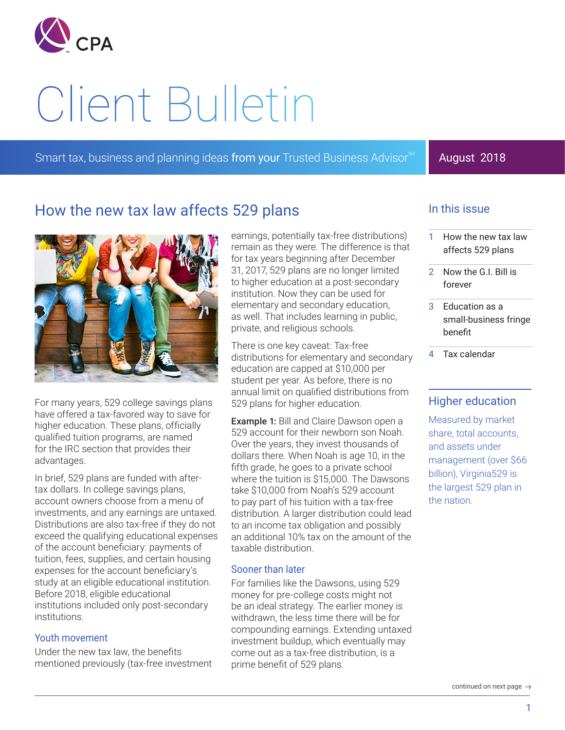CPA

# Client Bulletin

Smart tax, business and planning ideas from your Trusted Business Advisor℠

August 2018

## How the new tax law affects 529 plans

For many years, 529 college savings plans have offered a tax-favored way to save for higher education. These plans, officially qualified tuition programs, are named for the IRC section that provides their advantages.

In brief, 529 plans are funded with after-tax dollars. In college savings plans, account owners choose from a menu of investments, and any earnings are untaxed. Distributions are also tax-free if they do not exceed the qualifying educational expenses of the account beneficiary: payments of tuition, fees, supplies, and certain housing expenses for the account beneficiary's study at an eligible educational institution. Before 2018, eligible educational institutions included only post-secondary institutions.

### Youth movement

Under the new tax law, the benefits mentioned previously (tax-free investment earnings, potentially tax-free distributions) remain as they were. The difference is that for tax years beginning after December 31, 2017, 529 plans are no longer limited to higher education at a post-secondary institution. Now they can be used for elementary and secondary education, as well. That includes learning in public, private, and religious schools.

There is one key caveat: Tax-free distributions for elementary and secondary education are capped at $10,000 per student per year. As before, there is no annual limit on qualified distributions from 529 plans for higher education.

**Example 1:** Bill and Claire Dawson open a 529 account for their newborn son Noah. Over the years, they invest thousands of dollars there. When Noah is age 10, in the fifth grade, he goes to a private school where the tuition is $15,000. The Dawsons take $10,000 from Noah's 529 account to pay part of his tuition with a tax-free distribution. A larger distribution could lead to an income tax obligation and possibly an additional 10% tax on the amount of the taxable distribution.

### Sooner than later

For families like the Dawsons, using 529 money for pre-college costs might not be an ideal strategy. The earlier money is withdrawn, the less time there will be for compounding earnings. Extending untaxed investment buildup, which eventually may come out as a tax-free distribution, is a prime benefit of 529 plans.

continued on next page →

## In this issue

1. How the new tax law affects 529 plans
2. Now the G.I. Bill is forever
3. Education as a small-business fringe benefit
4. Tax calendar

## Higher education

Measured by market share, total accounts, and assets under management (over $66 billion), Virginia529 is the largest 529 plan in the nation.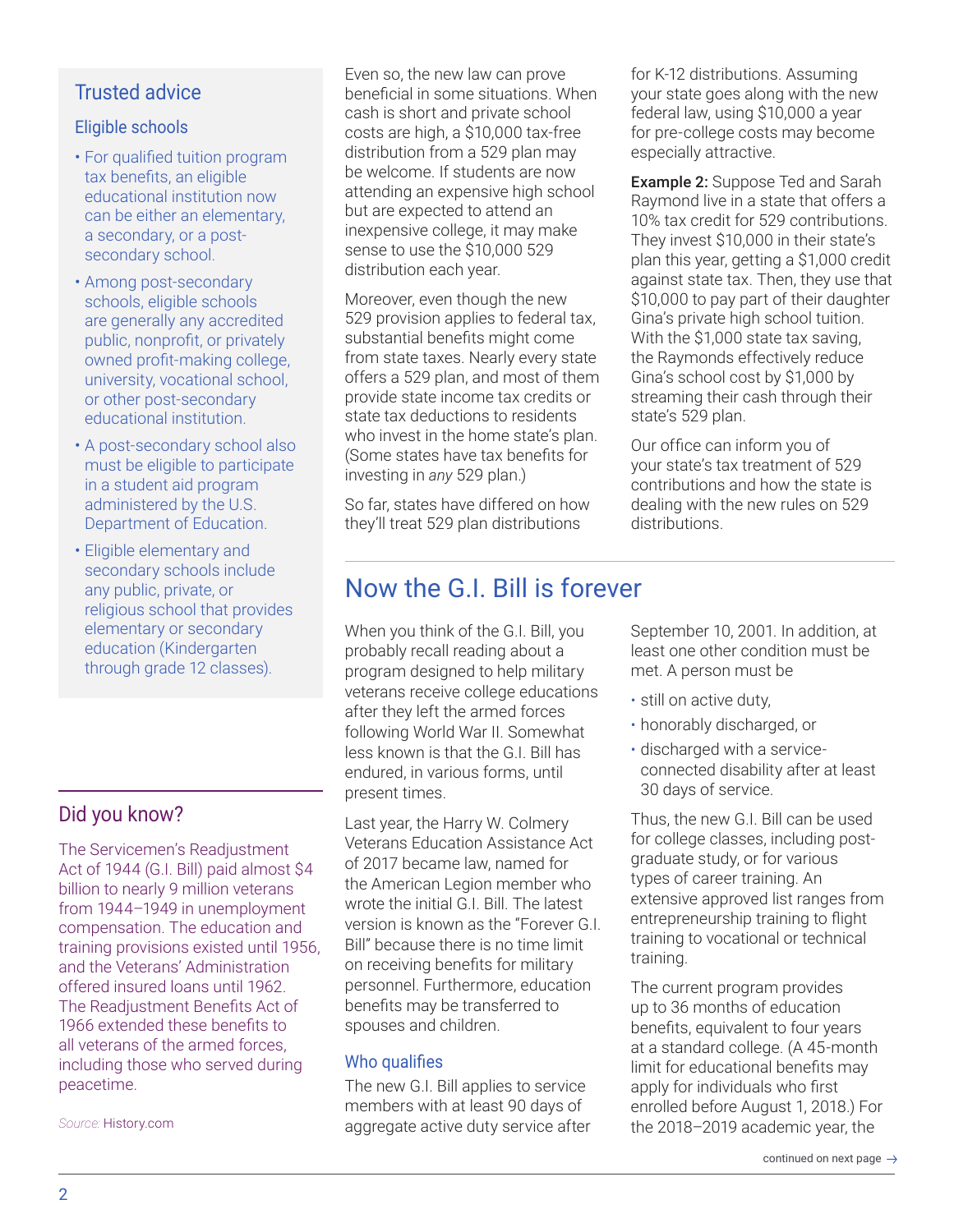## Trusted advice

### Eligible schools

- For qualified tuition program tax benefits, an eligible educational institution now can be either an elementary, a secondary, or a post-secondary school.
- Among post-secondary schools, eligible schools are generally any accredited public, nonprofit, or privately owned profit-making college, university, vocational school, or other post-secondary educational institution.
- A post-secondary school also must be eligible to participate in a student aid program administered by the U.S. Department of Education.
- Eligible elementary and secondary schools include any public, private, or religious school that provides elementary or secondary education (Kindergarten through grade 12 classes).

## Did you know?

The Servicemen's Readjustment Act of 1944 (G.I. Bill) paid almost $4 billion to nearly 9 million veterans from 1944–1949 in unemployment compensation. The education and training provisions existed until 1956, and the Veterans' Administration offered insured loans until 1962. The Readjustment Benefits Act of 1966 extended these benefits to all veterans of the armed forces, including those who served during peacetime.

*Source:* History.com

Even so, the new law can prove beneficial in some situations. When cash is short and private school costs are high, a $10,000 tax-free distribution from a 529 plan may be welcome. If students are now attending an expensive high school but are expected to attend an inexpensive college, it may make sense to use the $10,000 529 distribution each year.

Moreover, even though the new 529 provision applies to federal tax, substantial benefits might come from state taxes. Nearly every state offers a 529 plan, and most of them provide state income tax credits or state tax deductions to residents who invest in the home state's plan. (Some states have tax benefits for investing in *any* 529 plan.)

So far, states have differed on how they'll treat 529 plan distributions for K-12 distributions. Assuming your state goes along with the new federal law, using $10,000 a year for pre-college costs may become especially attractive.

**Example 2:** Suppose Ted and Sarah Raymond live in a state that offers a 10% tax credit for 529 contributions. They invest $10,000 in their state's plan this year, getting a $1,000 credit against state tax. Then, they use that $10,000 to pay part of their daughter Gina's private high school tuition. With the $1,000 state tax saving, the Raymonds effectively reduce Gina's school cost by $1,000 by streaming their cash through their state's 529 plan.

Our office can inform you of your state's tax treatment of 529 contributions and how the state is dealing with the new rules on 529 distributions.

# Now the G.I. Bill is forever

When you think of the G.I. Bill, you probably recall reading about a program designed to help military veterans receive college educations after they left the armed forces following World War II. Somewhat less known is that the G.I. Bill has endured, in various forms, until present times.

Last year, the Harry W. Colmery Veterans Education Assistance Act of 2017 became law, named for the American Legion member who wrote the initial G.I. Bill. The latest version is known as the "Forever G.I. Bill" because there is no time limit on receiving benefits for military personnel. Furthermore, education benefits may be transferred to spouses and children.

### Who qualifies

The new G.I. Bill applies to service members with at least 90 days of aggregate active duty service after September 10, 2001. In addition, at least one other condition must be met. A person must be

- still on active duty,
- honorably discharged, or
- discharged with a service-connected disability after at least 30 days of service.

Thus, the new G.I. Bill can be used for college classes, including post-graduate study, or for various types of career training. An extensive approved list ranges from entrepreneurship training to flight training to vocational or technical training.

The current program provides up to 36 months of education benefits, equivalent to four years at a standard college. (A 45-month limit for educational benefits may apply for individuals who first enrolled before August 1, 2018.) For the 2018–2019 academic year, the

continued on next page →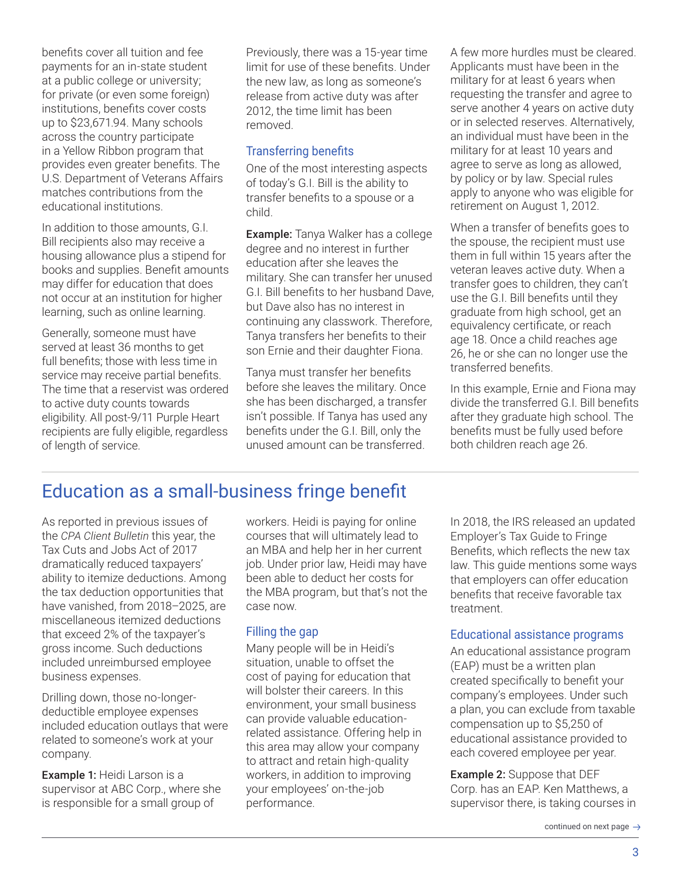benefits cover all tuition and fee payments for an in-state student at a public college or university; for private (or even some foreign) institutions, benefits cover costs up to $23,671.94. Many schools across the country participate in a Yellow Ribbon program that provides even greater benefits. The U.S. Department of Veterans Affairs matches contributions from the educational institutions.

In addition to those amounts, G.I. Bill recipients also may receive a housing allowance plus a stipend for books and supplies. Benefit amounts may differ for education that does not occur at an institution for higher learning, such as online learning.

Generally, someone must have served at least 36 months to get full benefits; those with less time in service may receive partial benefits. The time that a reservist was ordered to active duty counts towards eligibility. All post-9/11 Purple Heart recipients are fully eligible, regardless of length of service.

Previously, there was a 15-year time limit for use of these benefits. Under the new law, as long as someone's release from active duty was after 2012, the time limit has been removed.

### Transferring benefits

One of the most interesting aspects of today's G.I. Bill is the ability to transfer benefits to a spouse or a child.

**Example:** Tanya Walker has a college degree and no interest in further education after she leaves the military. She can transfer her unused G.I. Bill benefits to her husband Dave, but Dave also has no interest in continuing any classwork. Therefore, Tanya transfers her benefits to their son Ernie and their daughter Fiona.

Tanya must transfer her benefits before she leaves the military. Once she has been discharged, a transfer isn't possible. If Tanya has used any benefits under the G.I. Bill, only the unused amount can be transferred.

A few more hurdles must be cleared. Applicants must have been in the military for at least 6 years when requesting the transfer and agree to serve another 4 years on active duty or in selected reserves. Alternatively, an individual must have been in the military for at least 10 years and agree to serve as long as allowed, by policy or by law. Special rules apply to anyone who was eligible for retirement on August 1, 2012.

When a transfer of benefits goes to the spouse, the recipient must use them in full within 15 years after the veteran leaves active duty. When a transfer goes to children, they can't use the G.I. Bill benefits until they graduate from high school, get an equivalency certificate, or reach age 18. Once a child reaches age 26, he or she can no longer use the transferred benefits.

In this example, Ernie and Fiona may divide the transferred G.I. Bill benefits after they graduate high school. The benefits must be fully used before both children reach age 26.

## Education as a small-business fringe benefit

As reported in previous issues of the *CPA Client Bulletin* this year, the Tax Cuts and Jobs Act of 2017 dramatically reduced taxpayers' ability to itemize deductions. Among the tax deduction opportunities that have vanished, from 2018–2025, are miscellaneous itemized deductions that exceed 2% of the taxpayer's gross income. Such deductions included unreimbursed employee business expenses.

Drilling down, those no-longer-deductible employee expenses included education outlays that were related to someone's work at your company.

**Example 1:** Heidi Larson is a supervisor at ABC Corp., where she is responsible for a small group of workers. Heidi is paying for online courses that will ultimately lead to an MBA and help her in her current job. Under prior law, Heidi may have been able to deduct her costs for the MBA program, but that's not the case now.

### Filling the gap

Many people will be in Heidi's situation, unable to offset the cost of paying for education that will bolster their careers. In this environment, your small business can provide valuable education-related assistance. Offering help in this area may allow your company to attract and retain high-quality workers, in addition to improving your employees' on-the-job performance.

In 2018, the IRS released an updated Employer's Tax Guide to Fringe Benefits, which reflects the new tax law. This guide mentions some ways that employers can offer education benefits that receive favorable tax treatment.

### Educational assistance programs

An educational assistance program (EAP) must be a written plan created specifically to benefit your company's employees. Under such a plan, you can exclude from taxable compensation up to $5,250 of educational assistance provided to each covered employee per year.

**Example 2:** Suppose that DEF Corp. has an EAP. Ken Matthews, a supervisor there, is taking courses in

continued on next page →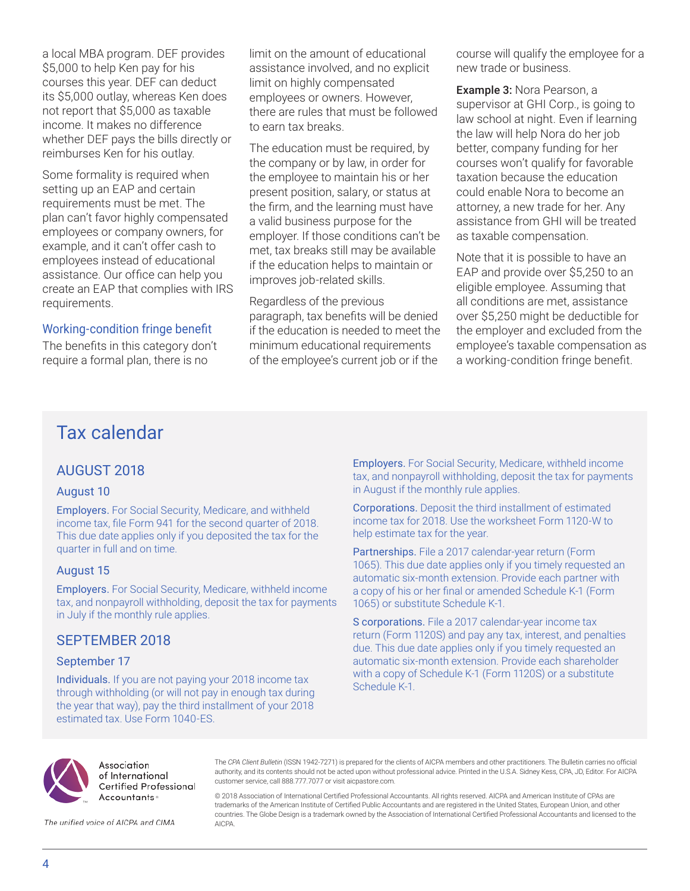a local MBA program. DEF provides $5,000 to help Ken pay for his courses this year. DEF can deduct its $5,000 outlay, whereas Ken does not report that $5,000 as taxable income. It makes no difference whether DEF pays the bills directly or reimburses Ken for his outlay.

Some formality is required when setting up an EAP and certain requirements must be met. The plan can't favor highly compensated employees or company owners, for example, and it can't offer cash to employees instead of educational assistance. Our office can help you create an EAP that complies with IRS requirements.

### Working-condition fringe benefit

The benefits in this category don't require a formal plan, there is no limit on the amount of educational assistance involved, and no explicit limit on highly compensated employees or owners. However, there are rules that must be followed to earn tax breaks.

The education must be required, by the company or by law, in order for the employee to maintain his or her present position, salary, or status at the firm, and the learning must have a valid business purpose for the employer. If those conditions can't be met, tax breaks still may be available if the education helps to maintain or improves job-related skills.

Regardless of the previous paragraph, tax benefits will be denied if the education is needed to meet the minimum educational requirements of the employee's current job or if the course will qualify the employee for a new trade or business.

**Example 3:** Nora Pearson, a supervisor at GHI Corp., is going to law school at night. Even if learning the law will help Nora do her job better, company funding for her courses won't qualify for favorable taxation because the education could enable Nora to become an attorney, a new trade for her. Any assistance from GHI will be treated as taxable compensation.

Note that it is possible to have an EAP and provide over $5,250 to an eligible employee. Assuming that all conditions are met, assistance over $5,250 might be deductible for the employer and excluded from the employee's taxable compensation as a working-condition fringe benefit.

# Tax calendar

## AUGUST 2018

### August 10

**Employers.** For Social Security, Medicare, and withheld income tax, file Form 941 for the second quarter of 2018. This due date applies only if you deposited the tax for the quarter in full and on time.

### August 15

**Employers.** For Social Security, Medicare, withheld income tax, and nonpayroll withholding, deposit the tax for payments in July if the monthly rule applies.

## SEPTEMBER 2018

### September 17

**Individuals.** If you are not paying your 2018 income tax through withholding (or will not pay in enough tax during the year that way), pay the third installment of your 2018 estimated tax. Use Form 1040-ES.

**Employers.** For Social Security, Medicare, withheld income tax, and nonpayroll withholding, deposit the tax for payments in August if the monthly rule applies.

**Corporations.** Deposit the third installment of estimated income tax for 2018. Use the worksheet Form 1120-W to help estimate tax for the year.

**Partnerships.** File a 2017 calendar-year return (Form 1065). This due date applies only if you timely requested an automatic six-month extension. Provide each partner with a copy of his or her final or amended Schedule K-1 (Form 1065) or substitute Schedule K-1.

**S corporations.** File a 2017 calendar-year income tax return (Form 1120S) and pay any tax, interest, and penalties due. This due date applies only if you timely requested an automatic six-month extension. Provide each shareholder with a copy of Schedule K-1 (Form 1120S) or a substitute Schedule K-1.

Association of International Certified Professional Accountants

The unified voice of AICPA and CIMA

The *CPA Client Bulletin* (ISSN 1942-7271) is prepared for the clients of AICPA members and other practitioners. The Bulletin carries no official authority, and its contents should not be acted upon without professional advice. Printed in the U.S.A. Sidney Kess, CPA, JD, Editor. For AICPA customer service, call 888.777.7077 or visit aicpastore.com.

© 2018 Association of International Certified Professional Accountants. All rights reserved. AICPA and American Institute of CPAs are trademarks of the American Institute of Certified Public Accountants and are registered in the United States, European Union, and other countries. The Globe Design is a trademark owned by the Association of International Certified Professional Accountants and licensed to the AICPA.